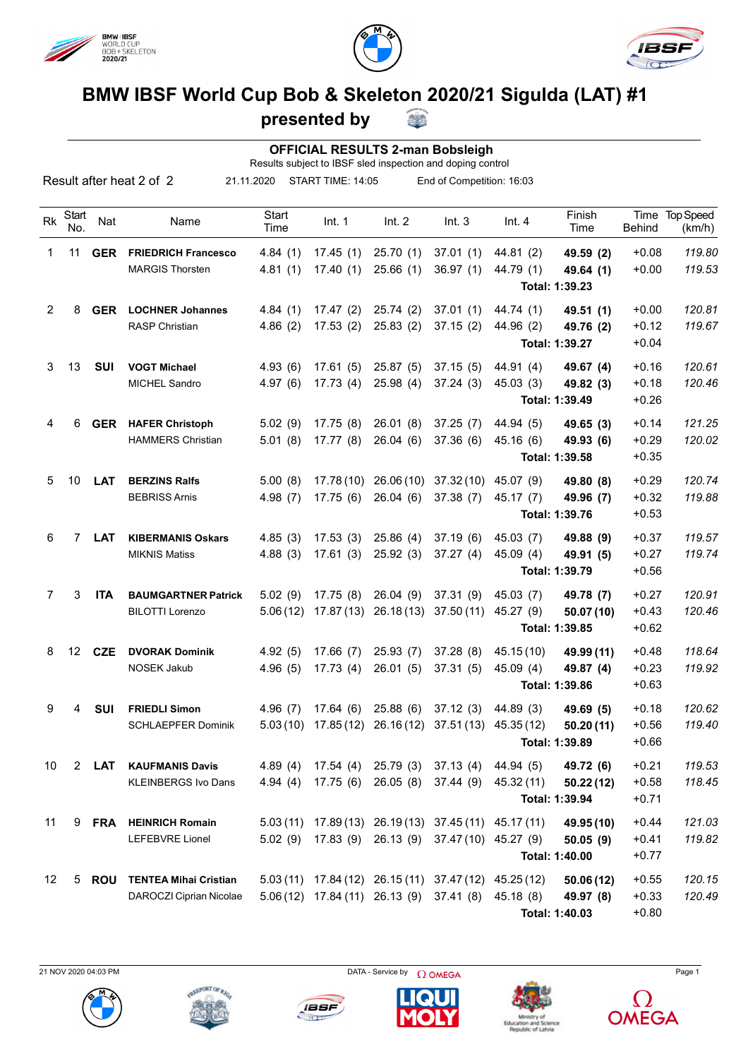# BMW IBSF World Cup Bob & Skeleton 2020/21 Sigulda (LAT) #1

## presented by

### OFFICIAL RESULTS 2-man Bobsleigh

Results subject to IBSF sled inspection and doping control

Result after heat 2 of 2 | 21.11.2020 | START TIME: 14:05 | End of Competition: 16:03

| Rk | Start No. | Nat | Name | Start Time | Int. 1 | Int. 2 | Int. 3 | Int. 4 | Finish Time | Time Behind | Top Speed (km/h) |
|---|---|---|---|---|---|---|---|---|---|---|---|
| 1 | 11 | **GER** | **FRIEDRICH Francesco** | 4.84 (1) | 17.45 (1) | 25.70 (1) | 37.01 (1) | 44.81 (2) | **49.59 (2)** | +0.08 | *119.80* |
| | | | MARGIS Thorsten | 4.81 (1) | 17.40 (1) | 25.66 (1) | 36.97 (1) | 44.79 (1) | **49.64 (1)** | +0.00 | *119.53* |
| | | | | | | | | | **Total: 1:39.23** | | |
| 2 | 8 | **GER** | **LOCHNER Johannes** | 4.84 (1) | 17.47 (2) | 25.74 (2) | 37.01 (1) | 44.74 (1) | **49.51 (1)** | +0.00 | *120.81* |
| | | | RASP Christian | 4.86 (2) | 17.53 (2) | 25.83 (2) | 37.15 (2) | 44.96 (2) | **49.76 (2)** | +0.12 | *119.67* |
| | | | | | | | | | **Total: 1:39.27** | +0.04 | |
| 3 | 13 | **SUI** | **VOGT Michael** | 4.93 (6) | 17.61 (5) | 25.87 (5) | 37.15 (5) | 44.91 (4) | **49.67 (4)** | +0.16 | *120.61* |
| | | | MICHEL Sandro | 4.97 (6) | 17.73 (4) | 25.98 (4) | 37.24 (3) | 45.03 (3) | **49.82 (3)** | +0.18 | *120.46* |
| | | | | | | | | | **Total: 1:39.49** | +0.26 | |
| 4 | 6 | **GER** | **HAFER Christoph** | 5.02 (9) | 17.75 (8) | 26.01 (8) | 37.25 (7) | 44.94 (5) | **49.65 (3)** | +0.14 | *121.25* |
| | | | HAMMERS Christian | 5.01 (8) | 17.77 (8) | 26.04 (6) | 37.36 (6) | 45.16 (6) | **49.93 (6)** | +0.29 | *120.02* |
| | | | | | | | | | **Total: 1:39.58** | +0.35 | |
| 5 | 10 | **LAT** | **BERZINS Ralfs** | 5.00 (8) | 17.78 (10) | 26.06 (10) | 37.32 (10) | 45.07 (9) | **49.80 (8)** | +0.29 | *120.74* |
| | | | BEBRISS Arnis | 4.98 (7) | 17.75 (6) | 26.04 (6) | 37.38 (7) | 45.17 (7) | **49.96 (7)** | +0.32 | *119.88* |
| | | | | | | | | | **Total: 1:39.76** | +0.53 | |
| 6 | 7 | **LAT** | **KIBERMANIS Oskars** | 4.85 (3) | 17.53 (3) | 25.86 (4) | 37.19 (6) | 45.03 (7) | **49.88 (9)** | +0.37 | *119.57* |
| | | | MIKNIS Matiss | 4.88 (3) | 17.61 (3) | 25.92 (3) | 37.27 (4) | 45.09 (4) | **49.91 (5)** | +0.27 | *119.74* |
| | | | | | | | | | **Total: 1:39.79** | +0.56 | |
| 7 | 3 | **ITA** | **BAUMGARTNER Patrick** | 5.02 (9) | 17.75 (8) | 26.04 (9) | 37.31 (9) | 45.03 (7) | **49.78 (7)** | +0.27 | *120.91* |
| | | | BILOTTI Lorenzo | 5.06 (12) | 17.87 (13) | 26.18 (13) | 37.50 (11) | 45.27 (9) | **50.07 (10)** | +0.43 | *120.46* |
| | | | | | | | | | **Total: 1:39.85** | +0.62 | |
| 8 | 12 | **CZE** | **DVORAK Dominik** | 4.92 (5) | 17.66 (7) | 25.93 (7) | 37.28 (8) | 45.15 (10) | **49.99 (11)** | +0.48 | *118.64* |
| | | | NOSEK Jakub | 4.96 (5) | 17.73 (4) | 26.01 (5) | 37.31 (5) | 45.09 (4) | **49.87 (4)** | +0.23 | *119.92* |
| | | | | | | | | | **Total: 1:39.86** | +0.63 | |
| 9 | 4 | **SUI** | **FRIEDLI Simon** | 4.96 (7) | 17.64 (6) | 25.88 (6) | 37.12 (3) | 44.89 (3) | **49.69 (5)** | +0.18 | *120.62* |
| | | | SCHLAEPFER Dominik | 5.03 (10) | 17.85 (12) | 26.16 (12) | 37.51 (13) | 45.35 (12) | **50.20 (11)** | +0.56 | *119.40* |
| | | | | | | | | | **Total: 1:39.89** | +0.66 | |
| 10 | 2 | **LAT** | **KAUFMANIS Davis** | 4.89 (4) | 17.54 (4) | 25.79 (3) | 37.13 (4) | 44.94 (5) | **49.72 (6)** | +0.21 | *119.53* |
| | | | KLEINBERGS Ivo Dans | 4.94 (4) | 17.75 (6) | 26.05 (8) | 37.44 (9) | 45.32 (11) | **50.22 (12)** | +0.58 | *118.45* |
| | | | | | | | | | **Total: 1:39.94** | +0.71 | |
| 11 | 9 | **FRA** | **HEINRICH Romain** | 5.03 (11) | 17.89 (13) | 26.19 (13) | 37.45 (11) | 45.17 (11) | **49.95 (10)** | +0.44 | *121.03* |
| | | | LEFEBVRE Lionel | 5.02 (9) | 17.83 (9) | 26.13 (9) | 37.47 (10) | 45.27 (9) | **50.05 (9)** | +0.41 | *119.82* |
| | | | | | | | | | **Total: 1:40.00** | +0.77 | |
| 12 | 5 | **ROU** | **TENTEA Mihai Cristian** | 5.03 (11) | 17.84 (12) | 26.15 (11) | 37.47 (12) | 45.25 (12) | **50.06 (12)** | +0.55 | *120.15* |
| | | | DAROCZI Ciprian Nicolae | 5.06 (12) | 17.84 (11) | 26.13 (9) | 37.41 (8) | 45.18 (8) | **49.97 (8)** | +0.33 | *120.49* |
| | | | | | | | | | **Total: 1:40.03** | +0.80 | |

21 NOV 2020 04:03 PM | DATA - Service by OMEGA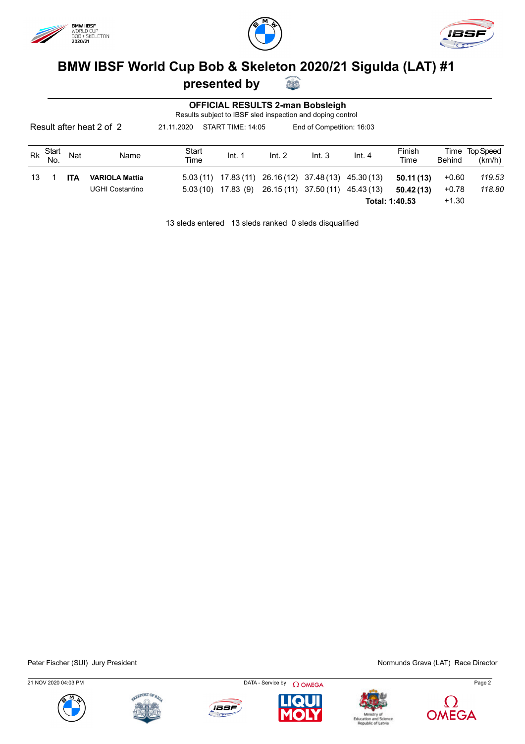# BMW IBSF World Cup Bob & Skeleton 2020/21 Sigulda (LAT) #1

**presented by**

## OFFICIAL RESULTS 2-man Bobsleigh

Results subject to IBSF sled inspection and doping control

Result after heat 2 of 2 | 21.11.2020 | START TIME: 14:05 | End of Competition: 16:03

| Rk | Start No. | Nat | Name | Start Time | Int. 1 | Int. 2 | Int. 3 | Int. 4 | Finish Time | Time Behind | Top Speed (km/h) |
|---|---|---|---|---|---|---|---|---|---|---|---|
| 13 | 1 | **ITA** | **VARIOLA Mattia** | 5.03 (11) | 17.83 (11) | 26.16 (12) | 37.48 (13) | 45.30 (13) | **50.11 (13)** | +0.60 | *119.53* |
| | | | UGHI Costantino | 5.03 (10) | 17.83 (9) | 26.15 (11) | 37.50 (11) | 45.43 (13) | **50.42 (13)** | +0.78 | *118.80* |
| | | | | | | | | | **Total: 1:40.53** | +1.30 | |

13 sleds entered  13 sleds ranked  0 sleds disqualified

Peter Fischer (SUI) Jury President

Normunds Grava (LAT) Race Director

21 NOV 2020 04:03 PM  DATA - Service by OMEGA